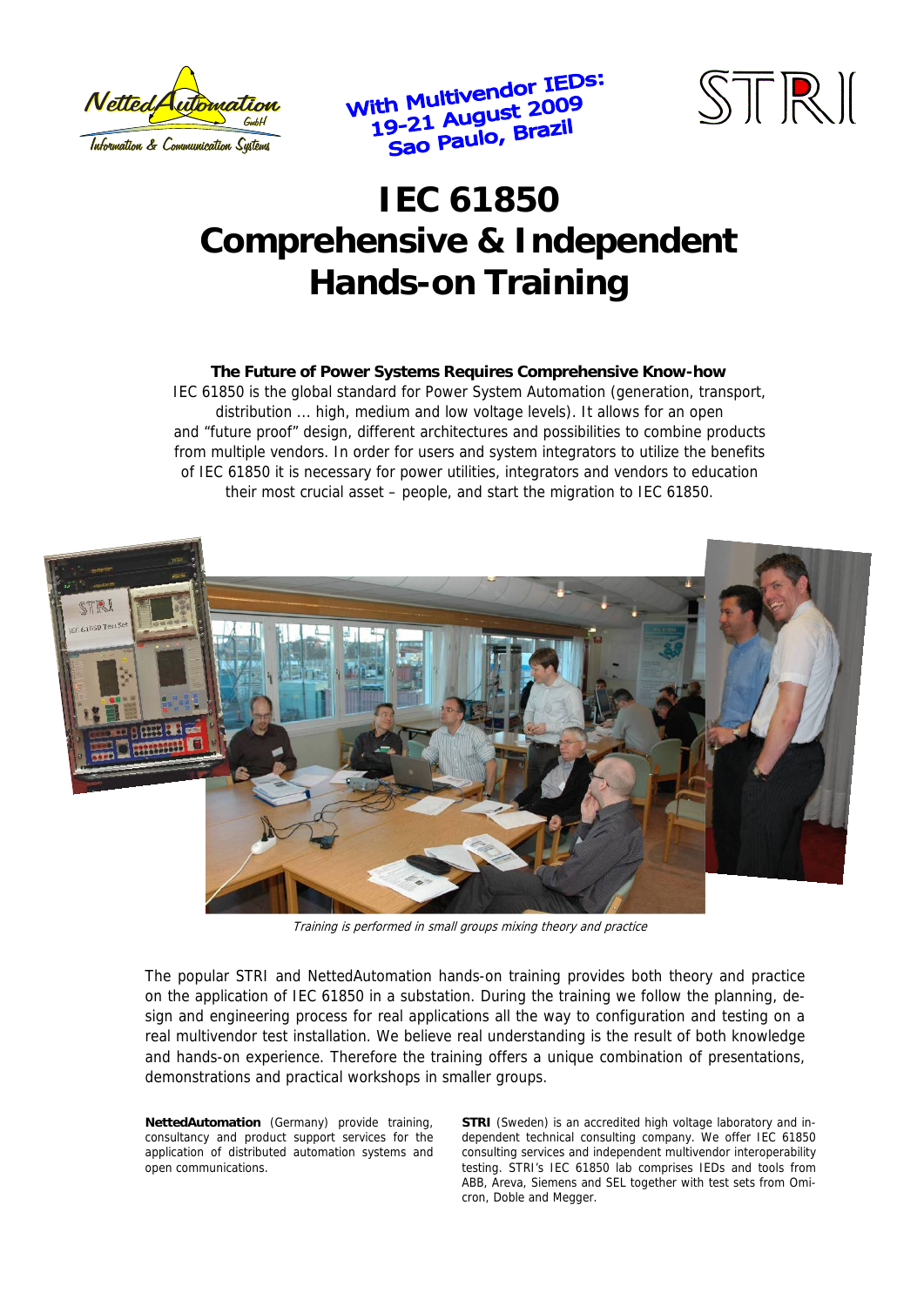With Multivendor IEDs:
19-21 August 2009
Sao Paulo, Brazil

# IEC 61850 Comprehensive & Independent Hands-on Training

**The Future of Power Systems Requires Comprehensive Know-how**

IEC 61850 is the global standard for Power System Automation (generation, transport, distribution ... high, medium and low voltage levels). It allows for an open and "future proof" design, different architectures and possibilities to combine products from multiple vendors. In order for users and system integrators to utilize the benefits of IEC 61850 it is necessary for power utilities, integrators and vendors to education their most crucial asset – people, and start the migration to IEC 61850.

*Training is performed in small groups mixing theory and practice*

The popular STRI and NettedAutomation hands-on training provides both theory and practice on the application of IEC 61850 in a substation. During the training we follow the planning, design and engineering process for real applications all the way to configuration and testing on a real multivendor test installation. We believe real understanding is the result of both knowledge and hands-on experience. Therefore the training offers a unique combination of presentations, demonstrations and practical workshops in smaller groups.

**NettedAutomation** (Germany) provide training, consultancy and product support services for the application of distributed automation systems and open communications.

**STRI** (Sweden) is an accredited high voltage laboratory and independent technical consulting company. We offer IEC 61850 consulting services and independent multivendor interoperability testing. STRI's IEC 61850 lab comprises IEDs and tools from ABB, Areva, Siemens and SEL together with test sets from Omicron, Doble and Megger.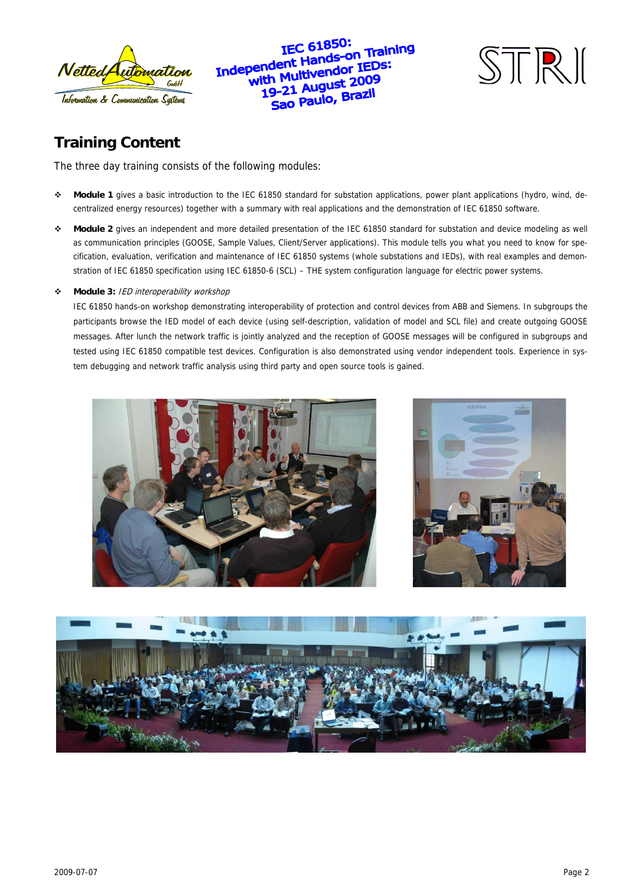## Training Content

The three day training consists of the following modules:

- **Module 1** gives a basic introduction to the IEC 61850 standard for substation applications, power plant applications (hydro, wind, decentralized energy resources) together with a summary with real applications and the demonstration of IEC 61850 software.

- **Module 2** gives an independent and more detailed presentation of the IEC 61850 standard for substation and device modeling as well as communication principles (GOOSE, Sample Values, Client/Server applications). This module tells you what you need to know for specification, evaluation, verification and maintenance of IEC 61850 systems (whole substations and IEDs), with real examples and demonstration of IEC 61850 specification using IEC 61850-6 (SCL) – THE system configuration language for electric power systems.

- **Module 3:** *IED interoperability workshop*

  IEC 61850 hands-on workshop demonstrating interoperability of protection and control devices from ABB and Siemens. In subgroups the participants browse the IED model of each device (using self-description, validation of model and SCL file) and create outgoing GOOSE messages. After lunch the network traffic is jointly analyzed and the reception of GOOSE messages will be configured in subgroups and tested using IEC 61850 compatible test devices. Configuration is also demonstrated using vendor independent tools. Experience in system debugging and network traffic analysis using third party and open source tools is gained.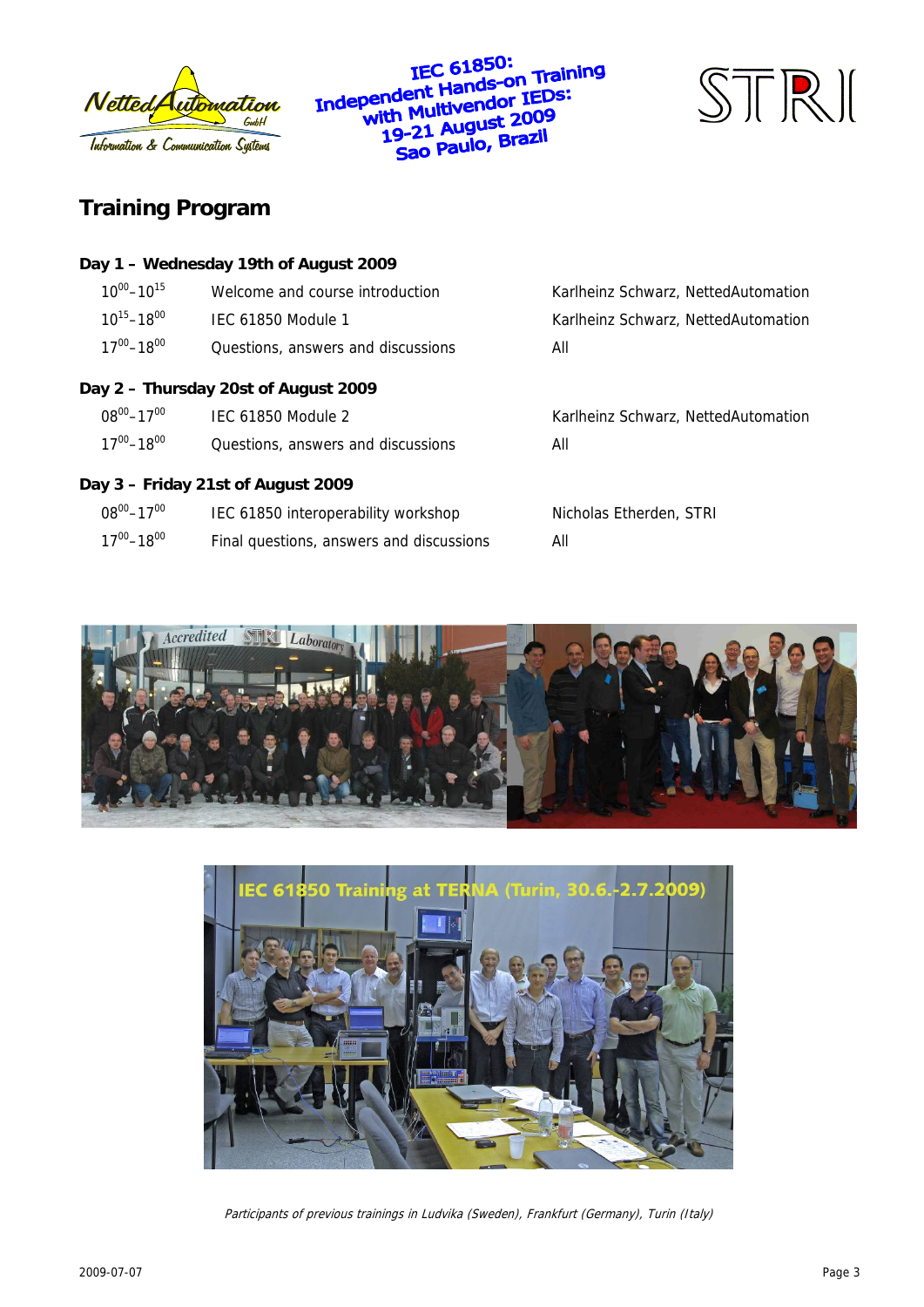IEC 61850: Independent Hands-on Training with Multivendor IEDs: 19-21 August 2009 Sao Paulo, Brazil

## Training Program

### Day 1 – Wednesday 19th of August 2009

| Time | Session | Presenter |
|---|---|---|
| $10^{00}$–$10^{15}$ | Welcome and course introduction | Karlheinz Schwarz, NettedAutomation |
| $10^{15}$–$18^{00}$ | IEC 61850 Module 1 | Karlheinz Schwarz, NettedAutomation |
| $17^{00}$–$18^{00}$ | Questions, answers and discussions | All |

### Day 2 – Thursday 20st of August 2009

| Time | Session | Presenter |
|---|---|---|
| $08^{00}$–$17^{00}$ | IEC 61850 Module 2 | Karlheinz Schwarz, NettedAutomation |
| $17^{00}$–$18^{00}$ | Questions, answers and discussions | All |

### Day 3 – Friday 21st of August 2009

| Time | Session | Presenter |
|---|---|---|
| $08^{00}$–$17^{00}$ | IEC 61850 interoperability workshop | Nicholas Etherden, STRI |
| $17^{00}$–$18^{00}$ | Final questions, answers and discussions | All |

*Participants of previous trainings in Ludvika (Sweden), Frankfurt (Germany), Turin (Italy)*

2009-07-07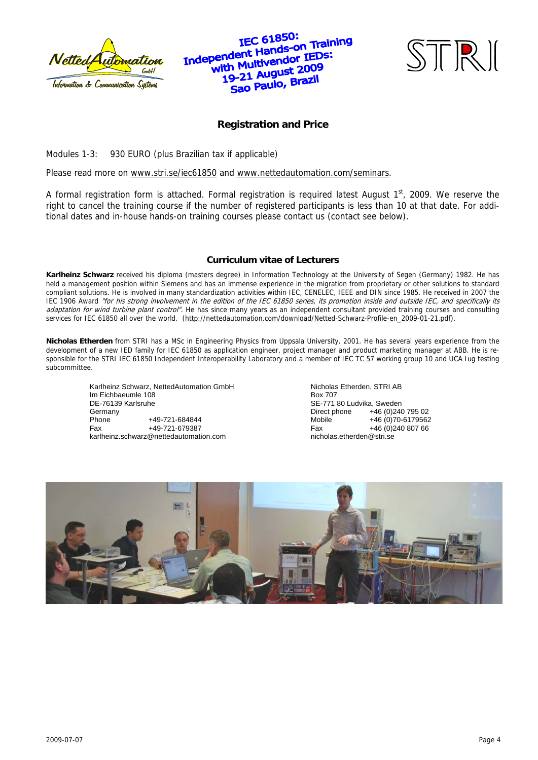IEC 61850: Independent Hands-on Training with Multivendor IEDs: 19-21 August 2009 Sao Paulo, Brazil

## Registration and Price

Modules 1-3: 930 EURO (plus Brazilian tax if applicable)

Please read more on www.stri.se/iec61850 and www.nettedautomation.com/seminars.

A formal registration form is attached. Formal registration is required latest August 1st, 2009. We reserve the right to cancel the training course if the number of registered participants is less than 10 at that date. For additional dates and in-house hands-on training courses please contact us (contact see below).

## Curriculum vitae of Lecturers

**Karlheinz Schwarz** received his diploma (masters degree) in Information Technology at the University of Segen (Germany) 1982. He has held a management position within Siemens and has an immense experience in the migration from proprietary or other solutions to standard compliant solutions. He is involved in many standardization activities within IEC, CENELEC, IEEE and DIN since 1985. He received in 2007 the IEC 1906 Award *"for his strong involvement in the edition of the IEC 61850 series, its promotion inside and outside IEC, and specifically its adaptation for wind turbine plant control"*. He has since many years as an independent consultant provided training courses and consulting services for IEC 61850 all over the world. (http://nettedautomation.com/download/Netted-Schwarz-Profile-en_2009-01-21.pdf).

**Nicholas Etherden** from STRI has a MSc in Engineering Physics from Uppsala University, 2001. He has several years experience from the development of a new IED family for IEC 61850 as application engineer, project manager and product marketing manager at ABB. He is responsible for the STRI IEC 61850 Independent Interoperability Laboratory and a member of IEC TC 57 working group 10 and UCA Iug testing subcommittee.

Karlheinz Schwarz, NettedAutomation GmbH
Im Eichbaeumle 108
DE-76139 Karlsruhe
Germany
Phone +49-721-684844
Fax +49-721-679387
karlheinz.schwarz@nettedautomation.com

Nicholas Etherden, STRI AB
Box 707
SE-771 80 Ludvika, Sweden
Direct phone +46 (0)240 795 02
Mobile +46 (0)70-6179562
Fax +46 (0)240 807 66
nicholas.etherden@stri.se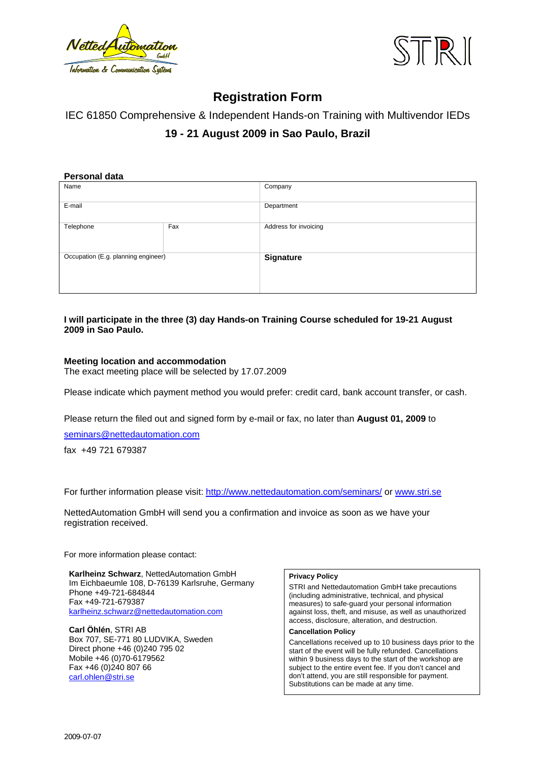# Registration Form

IEC 61850 Comprehensive & Independent Hands-on Training with Multivendor IEDs

**19 - 21 August 2009 in Sao Paulo, Brazil**

**Personal data**

| | | |
|---|---|---|
| Name | | Company |
| E-mail | | Department |
| Telephone | Fax | Address for invoicing |
| Occupation (E.g. planning engineer) | | **Signature** |

**I will participate in the three (3) day Hands-on Training Course scheduled for 19-21 August 2009 in Sao Paulo.**

**Meeting location and accommodation**

The exact meeting place will be selected by 17.07.2009

Please indicate which payment method you would prefer: credit card, bank account transfer, or cash.

Please return the filed out and signed form by e-mail or fax, no later than **August 01, 2009** to

seminars@nettedautomation.com

fax +49 721 679387

For further information please visit: http://www.nettedautomation.com/seminars/ or www.stri.se

NettedAutomation GmbH will send you a confirmation and invoice as soon as we have your registration received.

For more information please contact:

**Karlheinz Schwarz**, NettedAutomation GmbH
Im Eichbaeumle 108, D-76139 Karlsruhe, Germany
Phone +49-721-684844
Fax +49-721-679387
karlheinz.schwarz@nettedautomation.com

**Carl Öhlén**, STRI AB
Box 707, SE-771 80 LUDVIKA, Sweden
Direct phone +46 (0)240 795 02
Mobile +46 (0)70-6179562
Fax +46 (0)240 807 66
carl.ohlen@stri.se

**Privacy Policy**

STRI and Nettedautomation GmbH take precautions (including administrative, technical, and physical measures) to safe-guard your personal information against loss, theft, and misuse, as well as unauthorized access, disclosure, alteration, and destruction.

**Cancellation Policy**

Cancellations received up to 10 business days prior to the start of the event will be fully refunded. Cancellations within 9 business days to the start of the workshop are subject to the entire event fee. If you don't cancel and don't attend, you are still responsible for payment. Substitutions can be made at any time.

2009-07-07